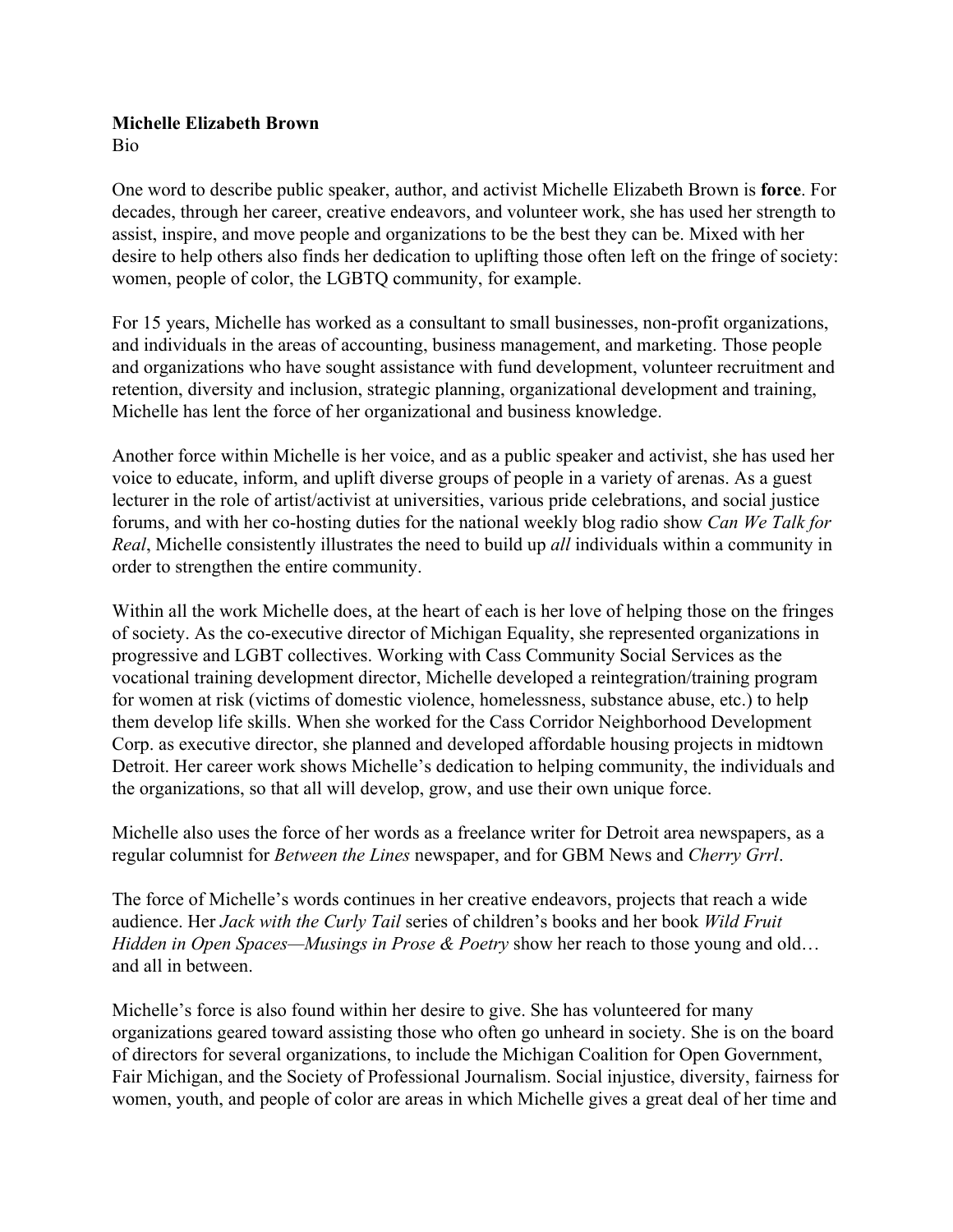**Michelle Elizabeth Brown**
Bio

One word to describe public speaker, author, and activist Michelle Elizabeth Brown is **force**. For decades, through her career, creative endeavors, and volunteer work, she has used her strength to assist, inspire, and move people and organizations to be the best they can be. Mixed with her desire to help others also finds her dedication to uplifting those often left on the fringe of society: women, people of color, the LGBTQ community, for example.

For 15 years, Michelle has worked as a consultant to small businesses, non-profit organizations, and individuals in the areas of accounting, business management, and marketing. Those people and organizations who have sought assistance with fund development, volunteer recruitment and retention, diversity and inclusion, strategic planning, organizational development and training, Michelle has lent the force of her organizational and business knowledge.

Another force within Michelle is her voice, and as a public speaker and activist, she has used her voice to educate, inform, and uplift diverse groups of people in a variety of arenas. As a guest lecturer in the role of artist/activist at universities, various pride celebrations, and social justice forums, and with her co-hosting duties for the national weekly blog radio show *Can We Talk for Real*, Michelle consistently illustrates the need to build up *all* individuals within a community in order to strengthen the entire community.

Within all the work Michelle does, at the heart of each is her love of helping those on the fringes of society. As the co-executive director of Michigan Equality, she represented organizations in progressive and LGBT collectives. Working with Cass Community Social Services as the vocational training development director, Michelle developed a reintegration/training program for women at risk (victims of domestic violence, homelessness, substance abuse, etc.) to help them develop life skills. When she worked for the Cass Corridor Neighborhood Development Corp. as executive director, she planned and developed affordable housing projects in midtown Detroit. Her career work shows Michelle's dedication to helping community, the individuals and the organizations, so that all will develop, grow, and use their own unique force.

Michelle also uses the force of her words as a freelance writer for Detroit area newspapers, as a regular columnist for *Between the Lines* newspaper, and for GBM News and *Cherry Grrl*.

The force of Michelle's words continues in her creative endeavors, projects that reach a wide audience. Her *Jack with the Curly Tail* series of children's books and her book *Wild Fruit Hidden in Open Spaces—Musings in Prose & Poetry* show her reach to those young and old… and all in between.

Michelle's force is also found within her desire to give. She has volunteered for many organizations geared toward assisting those who often go unheard in society. She is on the board of directors for several organizations, to include the Michigan Coalition for Open Government, Fair Michigan, and the Society of Professional Journalism. Social injustice, diversity, fairness for women, youth, and people of color are areas in which Michelle gives a great deal of her time and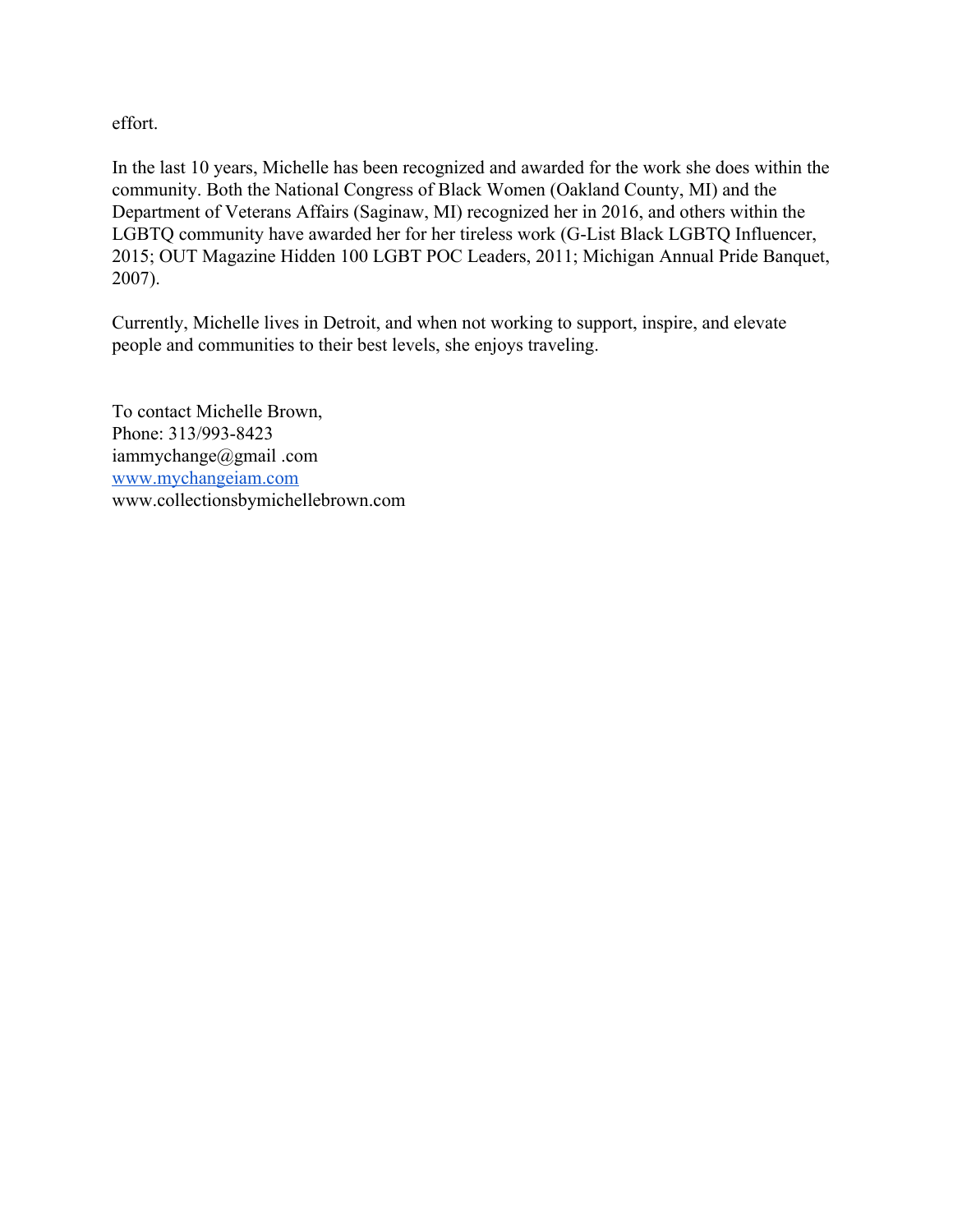effort.

In the last 10 years, Michelle has been recognized and awarded for the work she does within the community. Both the National Congress of Black Women (Oakland County, MI) and the Department of Veterans Affairs (Saginaw, MI) recognized her in 2016, and others within the LGBTQ community have awarded her for her tireless work (G-List Black LGBTQ Influencer, 2015; OUT Magazine Hidden 100 LGBT POC Leaders, 2011; Michigan Annual Pride Banquet, 2007).

Currently, Michelle lives in Detroit, and when not working to support, inspire, and elevate people and communities to their best levels, she enjoys traveling.

To contact Michelle Brown,  
Phone: 313/993-8423  
iammychange@gmail .com  
[www.mychangeiam.com](http://www.mychangeiam.com)  
www.collectionsbymichellebrown.com